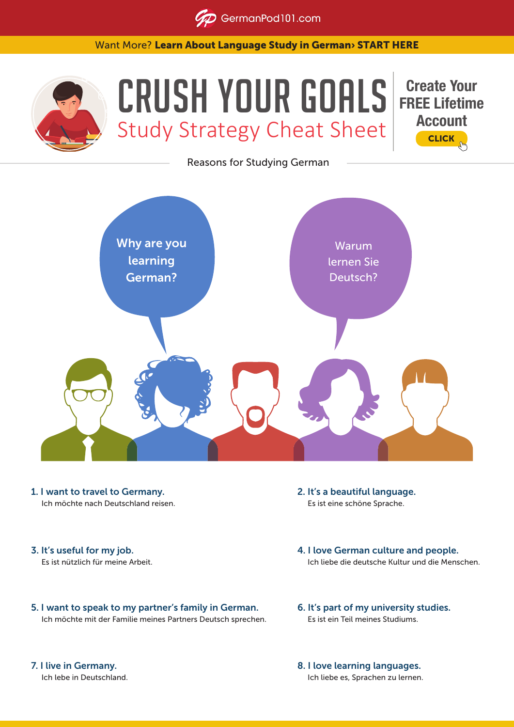GermanPod101.com

Want More? **Learn About Language Study in German› START HERE**

# CRUSH YOUR GOALS

## Study Strategy Cheat Sheet

**Create Your FREE Lifetime Account**

**CLICK**

### Reasons for Studying German

Why are you learning German?

Warum lernen Sie Deutsch?

1. **I want to travel to Germany.**
   Ich möchte nach Deutschland reisen.

2. **It's a beautiful language.**
   Es ist eine schöne Sprache.

3. **It's useful for my job.**
   Es ist nützlich für meine Arbeit.

4. **I love German culture and people.**
   Ich liebe die deutsche Kultur und die Menschen.

5. **I want to speak to my partner's family in German.**
   Ich möchte mit der Familie meines Partners Deutsch sprechen.

6. **It's part of my university studies.**
   Es ist ein Teil meines Studiums.

7. **I live in Germany.**
   Ich lebe in Deutschland.

8. **I love learning languages.**
   Ich liebe es, Sprachen zu lernen.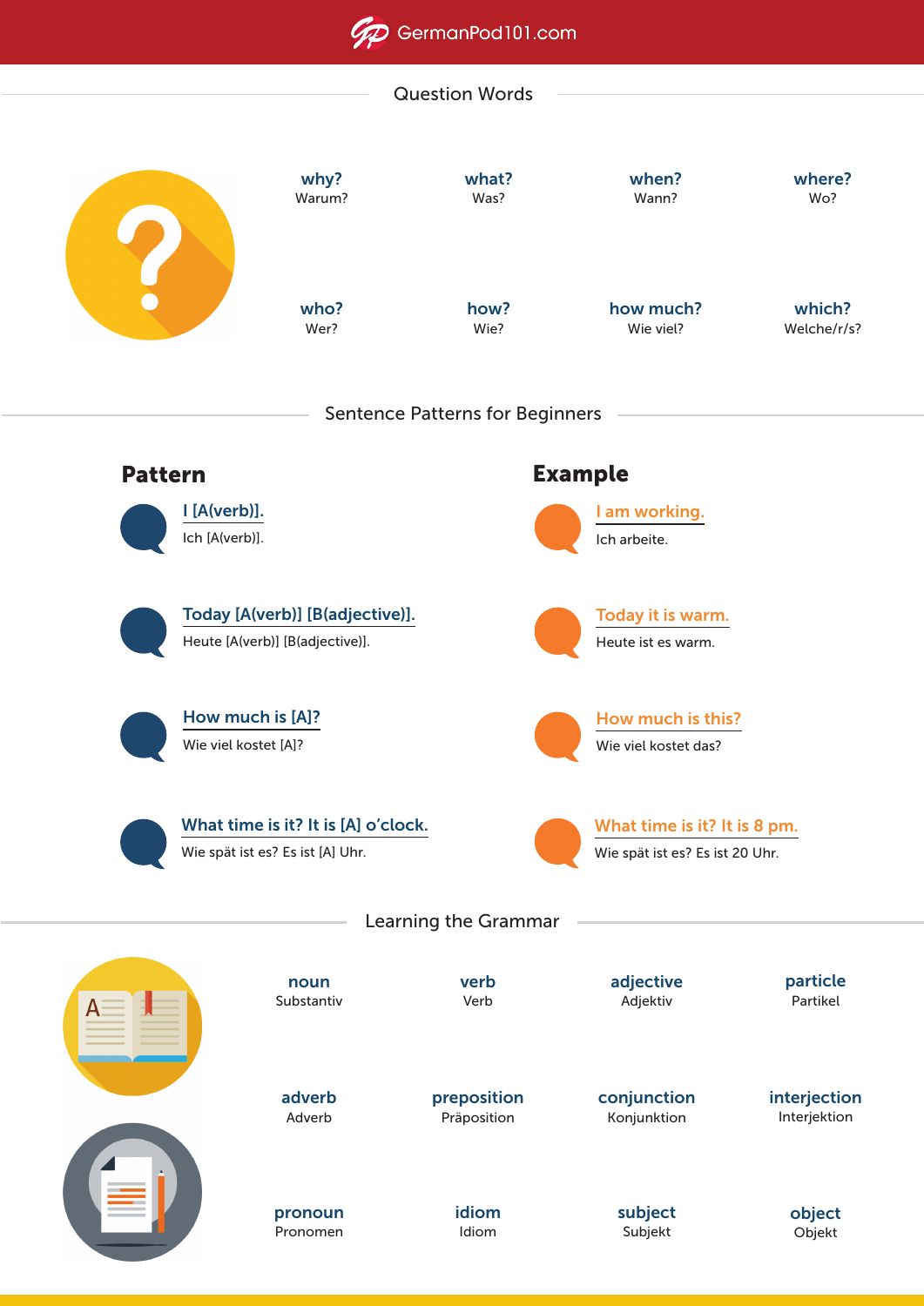GermanPod101.com

## Question Words

| | | | |
|---|---|---|---|
| why?<br>Warum? | what?<br>Was? | when?<br>Wann? | where?<br>Wo? |
| who?<br>Wer? | how?<br>Wie? | how much?<br>Wie viel? | which?<br>Welche/r/s? |

## Sentence Patterns for Beginners

| Pattern | Example |
|---|---|
| I [A(verb)].<br>Ich [A(verb)]. | I am working.<br>Ich arbeite. |
| Today [A(verb)] [B(adjective)].<br>Heute [A(verb)] [B(adjective)]. | Today it is warm.<br>Heute ist es warm. |
| How much is [A]?<br>Wie viel kostet [A]? | How much is this?<br>Wie viel kostet das? |
| What time is it? It is [A] o'clock.<br>Wie spät ist es? Es ist [A] Uhr. | What time is it? It is 8 pm.<br>Wie spät ist es? Es ist 20 Uhr. |

## Learning the Grammar

| | | | |
|---|---|---|---|
| noun<br>Substantiv | verb<br>Verb | adjective<br>Adjektiv | particle<br>Partikel |
| adverb<br>Adverb | preposition<br>Präposition | conjunction<br>Konjunktion | interjection<br>Interjektion |
| pronoun<br>Pronomen | idiom<br>Idiom | subject<br>Subjekt | object<br>Objekt |